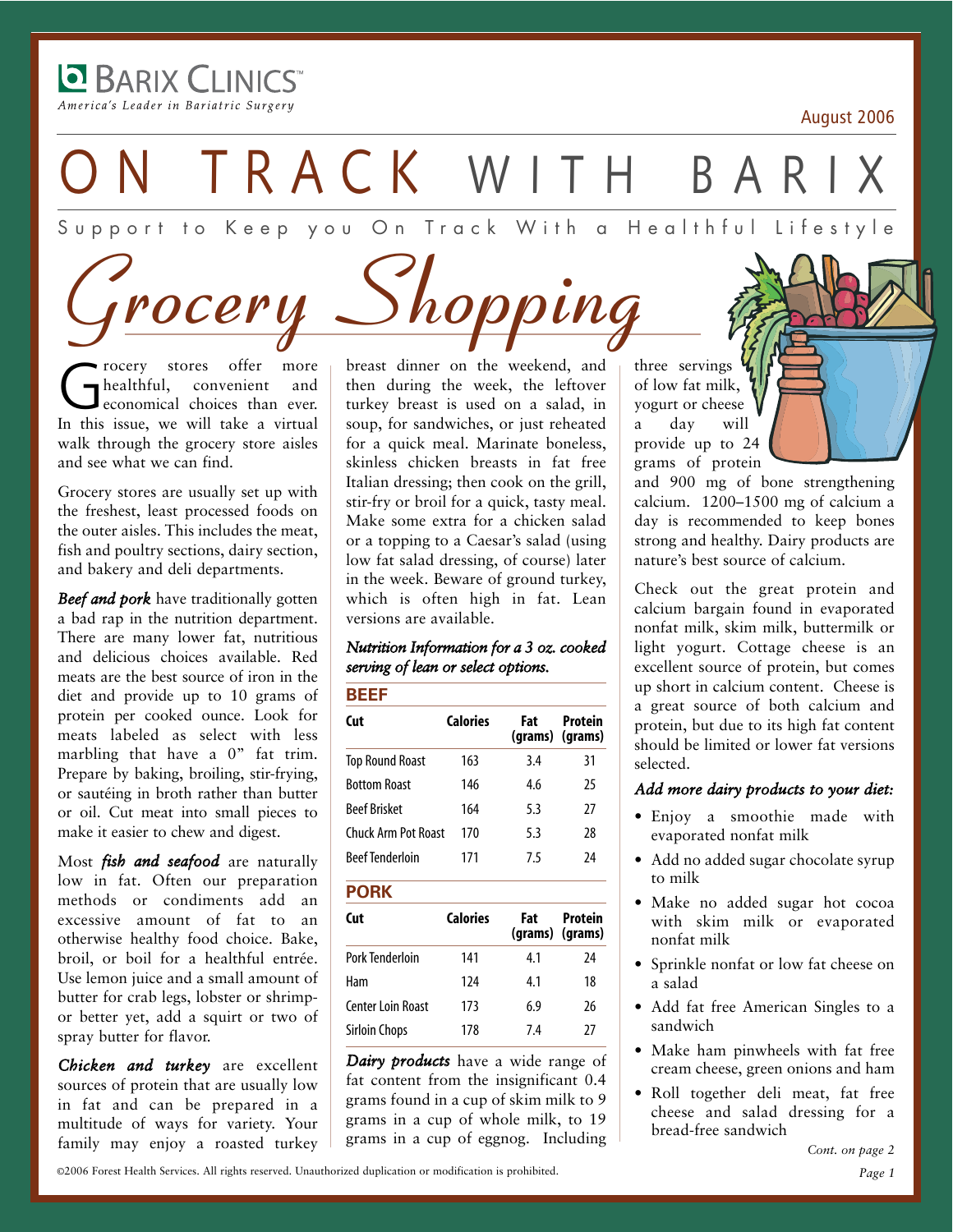BARIX CLINICS™
*America's Leader in Bariatric Surgery*

August 2006

# ON TRACK WITH BARIX

Support to Keep you On Track With a Healthful Lifestyle

## Grocery Shopping

Grocery stores offer more healthful, convenient and economical choices than ever. In this issue, we will take a virtual walk through the grocery store aisles and see what we can find.

Grocery stores are usually set up with the freshest, least processed foods on the outer aisles. This includes the meat, fish and poultry sections, dairy section, and bakery and deli departments.

***Beef and pork*** have traditionally gotten a bad rap in the nutrition department. There are many lower fat, nutritious and delicious choices available. Red meats are the best source of iron in the diet and provide up to 10 grams of protein per cooked ounce. Look for meats labeled as select with less marbling that have a 0" fat trim. Prepare by baking, broiling, stir-frying, or sautéing in broth rather than butter or oil. Cut meat into small pieces to make it easier to chew and digest.

Most ***fish and seafood*** are naturally low in fat. Often our preparation methods or condiments add an excessive amount of fat to an otherwise healthy food choice. Bake, broil, or boil for a healthful entrée. Use lemon juice and a small amount of butter for crab legs, lobster or shrimp- or better yet, add a squirt or two of spray butter for flavor.

***Chicken and turkey*** are excellent sources of protein that are usually low in fat and can be prepared in a multitude of ways for variety. Your family may enjoy a roasted turkey breast dinner on the weekend, and then during the week, the leftover turkey breast is used on a salad, in soup, for sandwiches, or just reheated for a quick meal. Marinate boneless, skinless chicken breasts in fat free Italian dressing; then cook on the grill, stir-fry or broil for a quick, tasty meal. Make some extra for a chicken salad or a topping to a Caesar's salad (using low fat salad dressing, of course) later in the week. Beware of ground turkey, which is often high in fat. Lean versions are available.

*Nutrition Information for a 3 oz. cooked serving of lean or select options.*

**BEEF**

| Cut | Calories | Fat (grams) | Protein (grams) |
|---|---|---|---|
| Top Round Roast | 163 | 3.4 | 31 |
| Bottom Roast | 146 | 4.6 | 25 |
| Beef Brisket | 164 | 5.3 | 27 |
| Chuck Arm Pot Roast | 170 | 5.3 | 28 |
| Beef Tenderloin | 171 | 7.5 | 24 |

**PORK**

| Cut | Calories | Fat (grams) | Protein (grams) |
|---|---|---|---|
| Pork Tenderloin | 141 | 4.1 | 24 |
| Ham | 124 | 4.1 | 18 |
| Center Loin Roast | 173 | 6.9 | 26 |
| Sirloin Chops | 178 | 7.4 | 27 |

***Dairy products*** have a wide range of fat content from the insignificant 0.4 grams found in a cup of skim milk to 9 grams in a cup of whole milk, to 19 grams in a cup of eggnog. Including three servings of low fat milk, yogurt or cheese a day will provide up to 24 grams of protein and 900 mg of bone strengthening calcium. 1200–1500 mg of calcium a day is recommended to keep bones strong and healthy. Dairy products are nature's best source of calcium.

Check out the great protein and calcium bargain found in evaporated nonfat milk, skim milk, buttermilk or light yogurt. Cottage cheese is an excellent source of protein, but comes up short in calcium content. Cheese is a great source of both calcium and protein, but due to its high fat content should be limited or lower fat versions selected.

***Add more dairy products to your diet:***

- Enjoy a smoothie made with evaporated nonfat milk
- Add no added sugar chocolate syrup to milk
- Make no added sugar hot cocoa with skim milk or evaporated nonfat milk
- Sprinkle nonfat or low fat cheese on a salad
- Add fat free American Singles to a sandwich
- Make ham pinwheels with fat free cream cheese, green onions and ham
- Roll together deli meat, fat free cheese and salad dressing for a bread-free sandwich

*Cont. on page 2*

©2006 Forest Health Services. All rights reserved. Unauthorized duplication or modification is prohibited.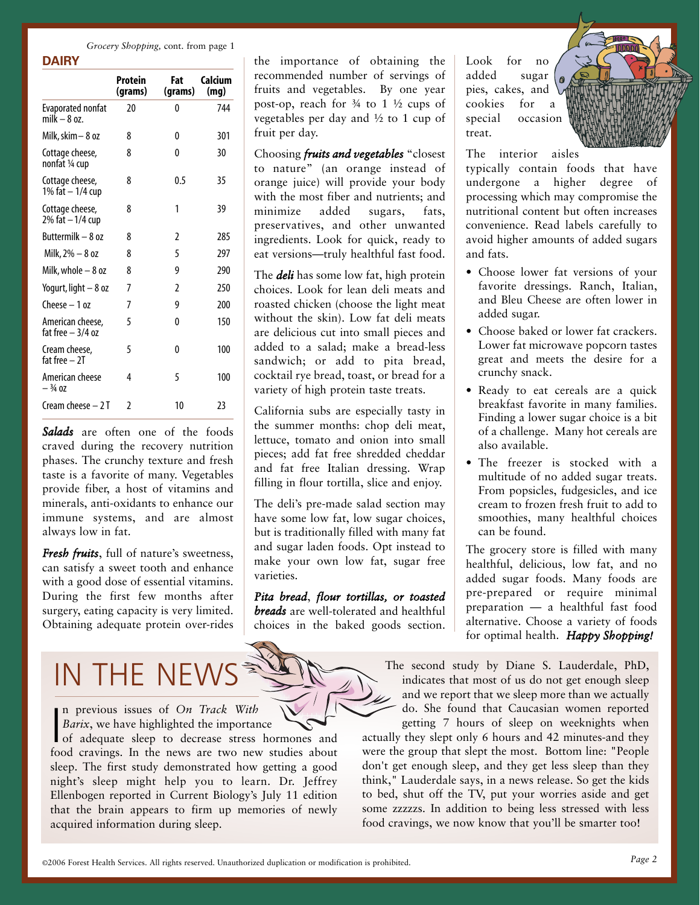*Grocery Shopping,* cont. from page 1

## DAIRY

| | Protein (grams) | Fat (grams) | Calcium (mg) |
|---|---|---|---|
| Evaporated nonfat milk – 8 oz. | 20 | 0 | 744 |
| Milk, skim – 8 oz | 8 | 0 | 301 |
| Cottage cheese, nonfat ¼ cup | 8 | 0 | 30 |
| Cottage cheese, 1% fat – 1/4 cup | 8 | 0.5 | 35 |
| Cottage cheese, 2% fat – 1/4 cup | 8 | 1 | 39 |
| Buttermilk – 8 oz | 8 | 2 | 285 |
| Milk, 2% – 8 oz | 8 | 5 | 297 |
| Milk, whole – 8 oz | 8 | 9 | 290 |
| Yogurt, light – 8 oz | 7 | 2 | 250 |
| Cheese – 1 oz | 7 | 9 | 200 |
| American cheese, fat free – 3/4 oz | 5 | 0 | 150 |
| Cream cheese, fat free – 2T | 5 | 0 | 100 |
| American cheese – ¾ oz | 4 | 5 | 100 |
| Cream cheese – 2 T | 2 | 10 | 23 |

***Salads*** are often one of the foods craved during the recovery nutrition phases. The crunchy texture and fresh taste is a favorite of many. Vegetables provide fiber, a host of vitamins and minerals, anti-oxidants to enhance our immune systems, and are almost always low in fat.

***Fresh fruits***, full of nature's sweetness, can satisfy a sweet tooth and enhance with a good dose of essential vitamins. During the first few months after surgery, eating capacity is very limited. Obtaining adequate protein over-rides the importance of obtaining the recommended number of servings of fruits and vegetables. By one year post-op, reach for ¾ to 1 ½ cups of vegetables per day and ½ to 1 cup of fruit per day.

Choosing ***fruits and vegetables*** "closest to nature" (an orange instead of orange juice) will provide your body with the most fiber and nutrients; and minimize added sugars, fats, preservatives, and other unwanted ingredients. Look for quick, ready to eat versions—truly healthful fast food.

The ***deli*** has some low fat, high protein choices. Look for lean deli meats and roasted chicken (choose the light meat without the skin). Low fat deli meats are delicious cut into small pieces and added to a salad; make a bread-less sandwich; or add to pita bread, cocktail rye bread, toast, or bread for a variety of high protein taste treats.

California subs are especially tasty in the summer months: chop deli meat, lettuce, tomato and onion into small pieces; add fat free shredded cheddar and fat free Italian dressing. Wrap filling in flour tortilla, slice and enjoy.

The deli's pre-made salad section may have some low fat, low sugar choices, but is traditionally filled with many fat and sugar laden foods. Opt instead to make your own low fat, sugar free varieties.

***Pita bread***, ***flour tortillas, or toasted breads*** are well-tolerated and healthful choices in the baked goods section. Look for no added sugar pies, cakes, and cookies for a special occasion treat.

The interior aisles typically contain foods that have undergone a higher degree of processing which may compromise the nutritional content but often increases convenience. Read labels carefully to avoid higher amounts of added sugars and fats.

- Choose lower fat versions of your favorite dressings. Ranch, Italian, and Bleu Cheese are often lower in added sugar.
- Choose baked or lower fat crackers. Lower fat microwave popcorn tastes great and meets the desire for a crunchy snack.
- Ready to eat cereals are a quick breakfast favorite in many families. Finding a lower sugar choice is a bit of a challenge. Many hot cereals are also available.
- The freezer is stocked with a multitude of no added sugar treats. From popsicles, fudgesicles, and ice cream to frozen fresh fruit to add to smoothies, many healthful choices can be found.

The grocery store is filled with many healthful, delicious, low fat, and no added sugar foods. Many foods are pre-prepared or require minimal preparation — a healthful fast food alternative. Choose a variety of foods for optimal health. ***Happy Shopping!***

# IN THE NEWS

In previous issues of *On Track With Barix*, we have highlighted the importance of adequate sleep to decrease stress hormones and food cravings. In the news are two new studies about sleep. The first study demonstrated how getting a good night's sleep might help you to learn. Dr. Jeffrey Ellenbogen reported in Current Biology's July 11 edition that the brain appears to firm up memories of newly acquired information during sleep.

The second study by Diane S. Lauderdale, PhD, indicates that most of us do not get enough sleep and we report that we sleep more than we actually do. She found that Caucasian women reported getting 7 hours of sleep on weeknights when actually they slept only 6 hours and 42 minutes-and they were the group that slept the most. Bottom line: "People don't get enough sleep, and they get less sleep than they think," Lauderdale says, in a news release. So get the kids to bed, shut off the TV, put your worries aside and get some zzzzzs. In addition to being less stressed with less food cravings, we now know that you'll be smarter too!

©2006 Forest Health Services. All rights reserved. Unauthorized duplication or modification is prohibited.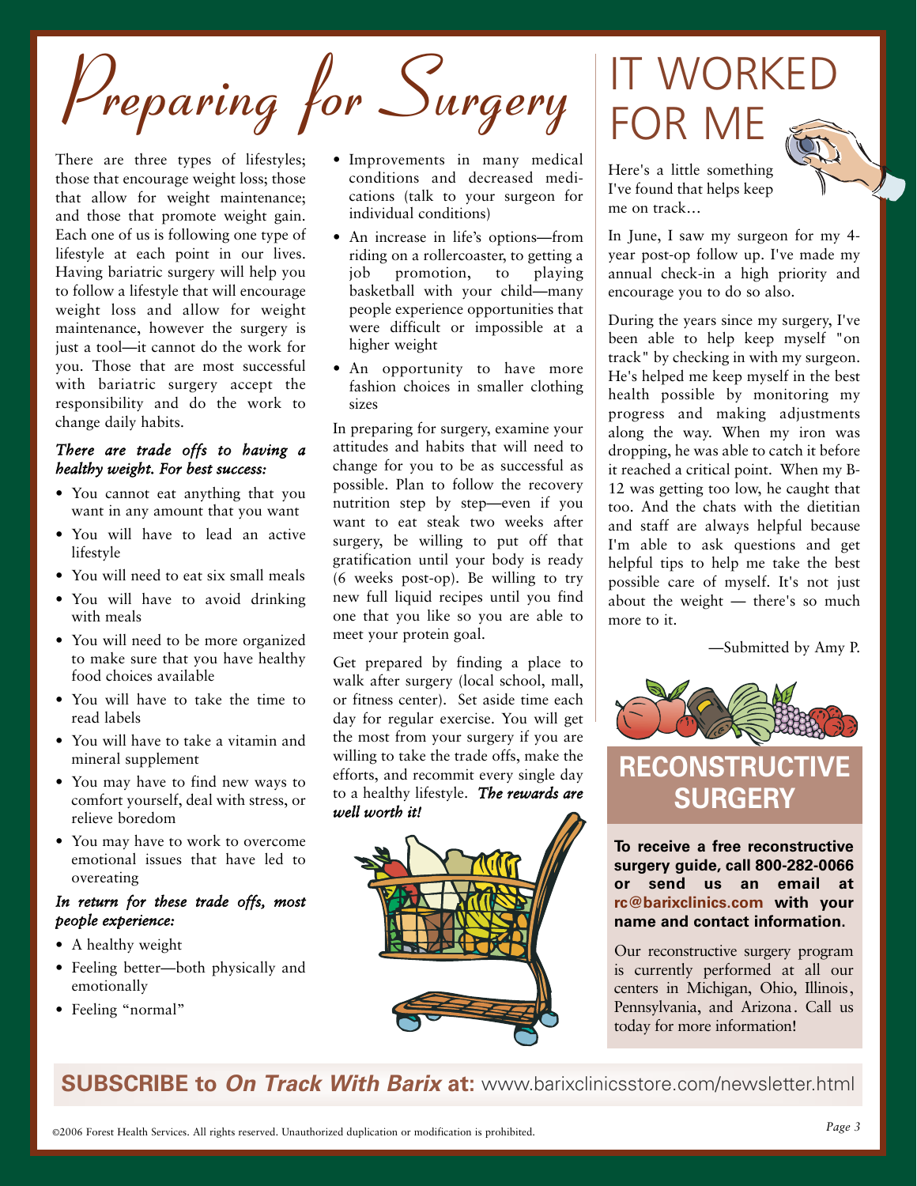# Preparing for Surgery

There are three types of lifestyles; those that encourage weight loss; those that allow for weight maintenance; and those that promote weight gain. Each one of us is following one type of lifestyle at each point in our lives. Having bariatric surgery will help you to follow a lifestyle that will encourage weight loss and allow for weight maintenance, however the surgery is just a tool—it cannot do the work for you. Those that are most successful with bariatric surgery accept the responsibility and do the work to change daily habits.

***There are trade offs to having a healthy weight. For best success:***

- You cannot eat anything that you want in any amount that you want
- You will have to lead an active lifestyle
- You will need to eat six small meals
- You will have to avoid drinking with meals
- You will need to be more organized to make sure that you have healthy food choices available
- You will have to take the time to read labels
- You will have to take a vitamin and mineral supplement
- You may have to find new ways to comfort yourself, deal with stress, or relieve boredom
- You may have to work to overcome emotional issues that have led to overeating

***In return for these trade offs, most people experience:***

- A healthy weight
- Feeling better—both physically and emotionally
- Feeling "normal"
- Improvements in many medical conditions and decreased medications (talk to your surgeon for individual conditions)
- An increase in life's options—from riding on a rollercoaster, to getting a job promotion, to playing basketball with your child—many people experience opportunities that were difficult or impossible at a higher weight
- An opportunity to have more fashion choices in smaller clothing sizes

In preparing for surgery, examine your attitudes and habits that will need to change for you to be as successful as possible. Plan to follow the recovery nutrition step by step—even if you want to eat steak two weeks after surgery, be willing to put off that gratification until your body is ready (6 weeks post-op). Be willing to try new full liquid recipes until you find one that you like so you are able to meet your protein goal.

Get prepared by finding a place to walk after surgery (local school, mall, or fitness center). Set aside time each day for regular exercise. You will get the most from your surgery if you are willing to take the trade offs, make the efforts, and recommit every single day to a healthy lifestyle. ***The rewards are well worth it!***

# IT WORKED FOR ME

Here's a little something I've found that helps keep me on track…

In June, I saw my surgeon for my 4-year post-op follow up. I've made my annual check-in a high priority and encourage you to do so also.

During the years since my surgery, I've been able to help keep myself "on track" by checking in with my surgeon. He's helped me keep myself in the best health possible by monitoring my progress and making adjustments along the way. When my iron was dropping, he was able to catch it before it reached a critical point. When my B-12 was getting too low, he caught that too. And the chats with the dietitian and staff are always helpful because I'm able to ask questions and get helpful tips to help me take the best possible care of myself. It's not just about the weight — there's so much more to it.

—Submitted by Amy P.

## RECONSTRUCTIVE SURGERY

**To receive a free reconstructive surgery guide, call 800-282-0066 or send us an email at rc@barixclinics.com with your name and contact information.**

Our reconstructive surgery program is currently performed at all our centers in Michigan, Ohio, Illinois, Pennsylvania, and Arizona. Call us today for more information!

**SUBSCRIBE to *On Track With Barix* at:** www.barixclinicsstore.com/newsletter.html

©2006 Forest Health Services. All rights reserved. Unauthorized duplication or modification is prohibited.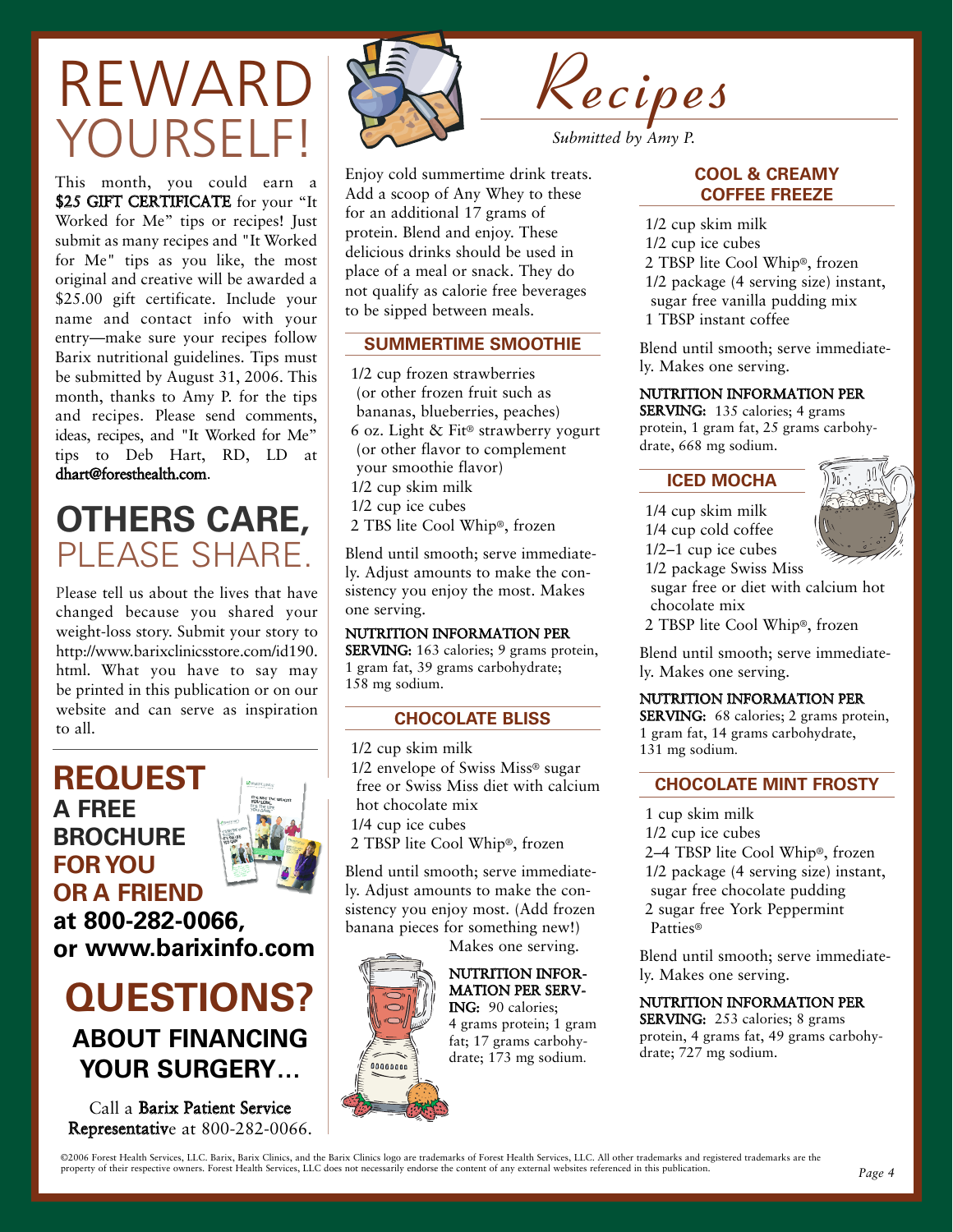# REWARD YOURSELF!

This month, you could earn a **$25 GIFT CERTIFICATE** for your "It Worked for Me" tips or recipes! Just submit as many recipes and "It Worked for Me" tips as you like, the most original and creative will be awarded a $25.00 gift certificate. Include your name and contact info with your entry—make sure your recipes follow Barix nutritional guidelines. Tips must be submitted by August 31, 2006. This month, thanks to Amy P. for the tips and recipes. Please send comments, ideas, recipes, and "It Worked for Me" tips to Deb Hart, RD, LD at **dhart@foresthealth.com**.

# OTHERS CARE, PLEASE SHARE.

Please tell us about the lives that have changed because you shared your weight-loss story. Submit your story to http://www.barixclinicsstore.com/id190.html. What you have to say may be printed in this publication or on our website and can serve as inspiration to all.

## REQUEST A FREE BROCHURE FOR YOU OR A FRIEND at 800-282-0066, or www.barixinfo.com

## QUESTIONS? ABOUT FINANCING YOUR SURGERY...

Call a **Barix Patient Service Representative** at 800-282-0066.

# Recipes

*Submitted by Amy P.*

Enjoy cold summertime drink treats. Add a scoop of Any Whey to these for an additional 17 grams of protein. Blend and enjoy. These delicious drinks should be used in place of a meal or snack. They do not qualify as calorie free beverages to be sipped between meals.

### SUMMERTIME SMOOTHIE

- 1/2 cup frozen strawberries (or other frozen fruit such as bananas, blueberries, peaches)
- 6 oz. Light & Fit® strawberry yogurt (or other flavor to complement your smoothie flavor)
- 1/2 cup skim milk
- 1/2 cup ice cubes
- 2 TBS lite Cool Whip®, frozen

Blend until smooth; serve immediately. Adjust amounts to make the consistency you enjoy the most. Makes one serving.

**NUTRITION INFORMATION PER SERVING:** 163 calories; 9 grams protein, 1 gram fat, 39 grams carbohydrate; 158 mg sodium.

### CHOCOLATE BLISS

- 1/2 cup skim milk
- 1/2 envelope of Swiss Miss® sugar free or Swiss Miss diet with calcium hot chocolate mix
- 1/4 cup ice cubes
- 2 TBSP lite Cool Whip®, frozen

Blend until smooth; serve immediately. Adjust amounts to make the consistency you enjoy most. (Add frozen banana pieces for something new!) Makes one serving.

**NUTRITION INFORMATION PER SERVING:** 90 calories; 4 grams protein; 1 gram fat; 17 grams carbohydrate; 173 mg sodium.

### COOL & CREAMY COFFEE FREEZE

- 1/2 cup skim milk
- 1/2 cup ice cubes
- 2 TBSP lite Cool Whip®, frozen
- 1/2 package (4 serving size) instant, sugar free vanilla pudding mix
- 1 TBSP instant coffee

Blend until smooth; serve immediately. Makes one serving.

**NUTRITION INFORMATION PER SERVING:** 135 calories; 4 grams protein, 1 gram fat, 25 grams carbohydrate, 668 mg sodium.

### ICED MOCHA

- 1/4 cup skim milk
- 1/4 cup cold coffee
- 1/2–1 cup ice cubes
- 1/2 package Swiss Miss sugar free or diet with calcium hot chocolate mix
- 2 TBSP lite Cool Whip®, frozen

Blend until smooth; serve immediately. Makes one serving.

**NUTRITION INFORMATION PER SERVING:** 68 calories; 2 grams protein, 1 gram fat, 14 grams carbohydrate, 131 mg sodium.

### CHOCOLATE MINT FROSTY

- 1 cup skim milk
- 1/2 cup ice cubes
- 2–4 TBSP lite Cool Whip®, frozen
- 1/2 package (4 serving size) instant, sugar free chocolate pudding
- 2 sugar free York Peppermint Patties®

Blend until smooth; serve immediately. Makes one serving.

**NUTRITION INFORMATION PER SERVING:** 253 calories; 8 grams protein, 4 grams fat, 49 grams carbohydrate; 727 mg sodium.

©2006 Forest Health Services, LLC. Barix, Barix Clinics, and the Barix Clinics logo are trademarks of Forest Health Services, LLC. All other trademarks and registered trademarks are the property of their respective owners. Forest Health Services, LLC does not necessarily endorse the content of any external websites referenced in this publication.